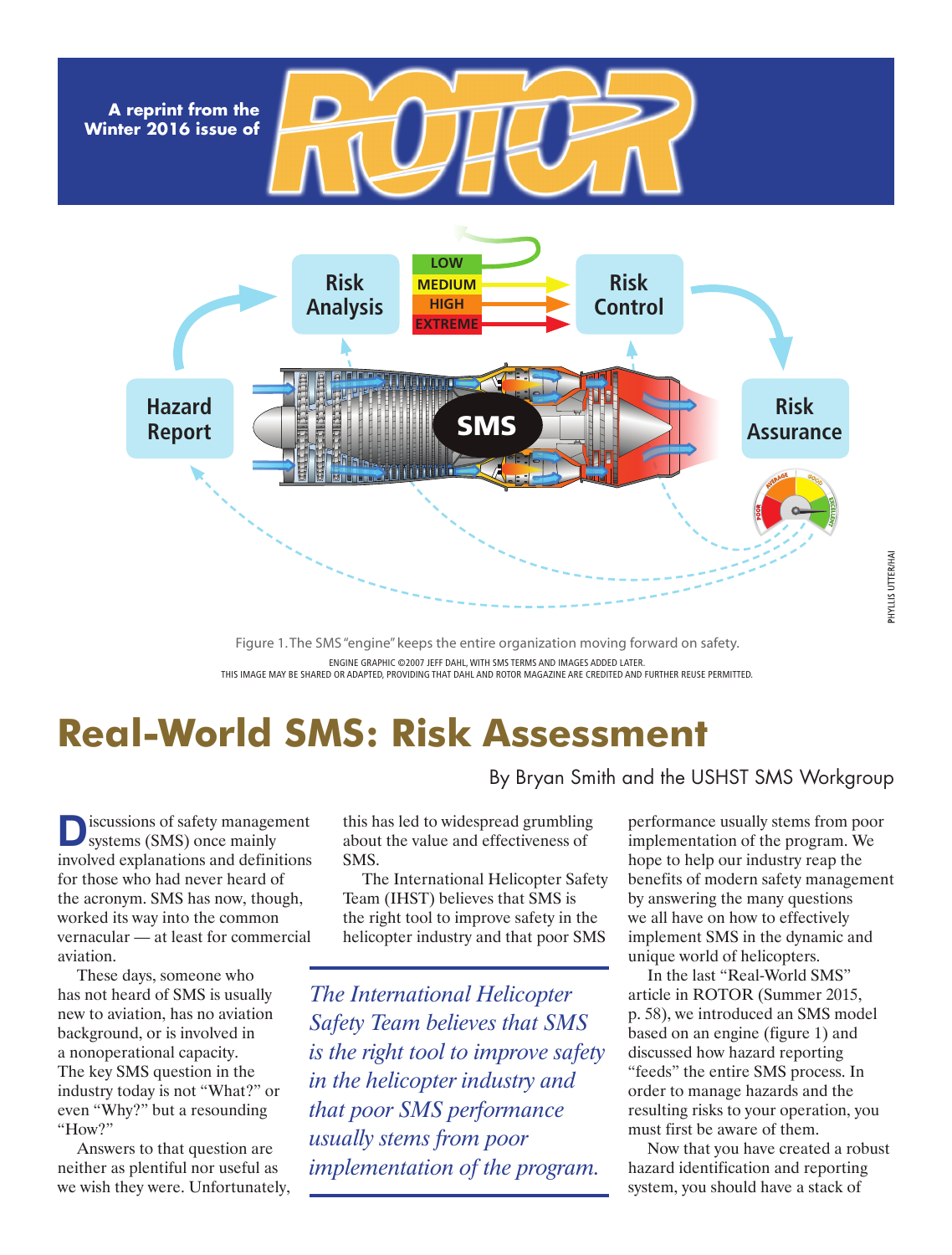A reprint from the Winter 2016 issue of ROTOR

Figure 1. The SMS "engine" keeps the entire organization moving forward on safety.

ENGINE GRAPHIC ©2007 JEFF DAHL, WITH SMS TERMS AND IMAGES ADDED LATER.
THIS IMAGE MAY BE SHARED OR ADAPTED, PROVIDING THAT DAHL AND ROTOR MAGAZINE ARE CREDITED AND FURTHER REUSE PERMITTED.

PHYLLIS UTTER/HAI

# Real-World SMS: Risk Assessment

By Bryan Smith and the USHST SMS Workgroup

Discussions of safety management systems (SMS) once mainly involved explanations and definitions for those who had never heard of the acronym. SMS has now, though, worked its way into the common vernacular — at least for commercial aviation.

These days, someone who has not heard of SMS is usually new to aviation, has no aviation background, or is involved in a nonoperational capacity. The key SMS question in the industry today is not "What?" or even "Why?" but a resounding "How?"

Answers to that question are neither as plentiful nor useful as we wish they were. Unfortunately, this has led to widespread grumbling about the value and effectiveness of SMS.

The International Helicopter Safety Team (IHST) believes that SMS is the right tool to improve safety in the helicopter industry and that poor SMS performance usually stems from poor implementation of the program. We hope to help our industry reap the benefits of modern safety management by answering the many questions we all have on how to effectively implement SMS in the dynamic and unique world of helicopters.

*The International Helicopter Safety Team believes that SMS is the right tool to improve safety in the helicopter industry and that poor SMS performance usually stems from poor implementation of the program.*

In the last "Real-World SMS" article in ROTOR (Summer 2015, p. 58), we introduced an SMS model based on an engine (figure 1) and discussed how hazard reporting "feeds" the entire SMS process. In order to manage hazards and the resulting risks to your operation, you must first be aware of them.

Now that you have created a robust hazard identification and reporting system, you should have a stack of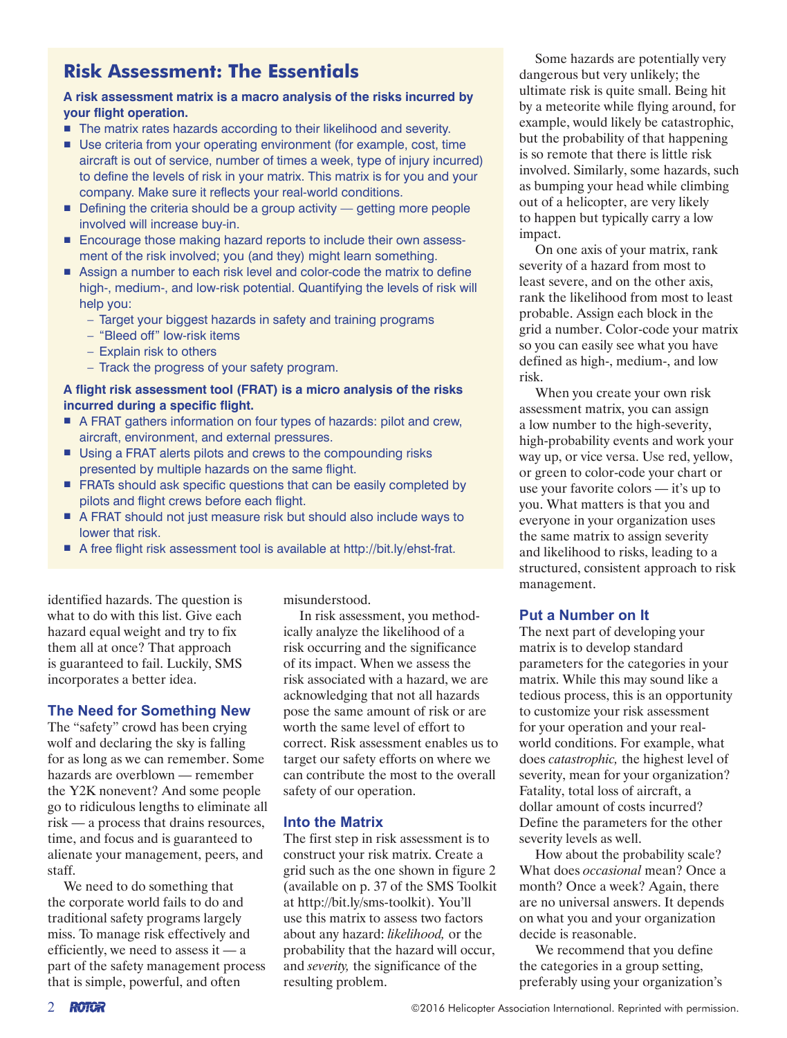## Risk Assessment: The Essentials

**A risk assessment matrix is a macro analysis of the risks incurred by your flight operation.**

- The matrix rates hazards according to their likelihood and severity.
- Use criteria from your operating environment (for example, cost, time aircraft is out of service, number of times a week, type of injury incurred) to define the levels of risk in your matrix. This matrix is for you and your company. Make sure it reflects your real-world conditions.
- Defining the criteria should be a group activity — getting more people involved will increase buy-in.
- Encourage those making hazard reports to include their own assessment of the risk involved; you (and they) might learn something.
- Assign a number to each risk level and color-code the matrix to define high-, medium-, and low-risk potential. Quantifying the levels of risk will help you:
  - Target your biggest hazards in safety and training programs
  - "Bleed off" low-risk items
  - Explain risk to others
  - Track the progress of your safety program.

**A flight risk assessment tool (FRAT) is a micro analysis of the risks incurred during a specific flight.**

- A FRAT gathers information on four types of hazards: pilot and crew, aircraft, environment, and external pressures.
- Using a FRAT alerts pilots and crews to the compounding risks presented by multiple hazards on the same flight.
- FRATs should ask specific questions that can be easily completed by pilots and flight crews before each flight.
- A FRAT should not just measure risk but should also include ways to lower that risk.
- A free flight risk assessment tool is available at http://bit.ly/ehst-frat.

identified hazards. The question is what to do with this list. Give each hazard equal weight and try to fix them all at once? That approach is guaranteed to fail. Luckily, SMS incorporates a better idea.

### The Need for Something New

The "safety" crowd has been crying wolf and declaring the sky is falling for as long as we can remember. Some hazards are overblown — remember the Y2K nonevent? And some people go to ridiculous lengths to eliminate all risk — a process that drains resources, time, and focus and is guaranteed to alienate your management, peers, and staff.

We need to do something that the corporate world fails to do and traditional safety programs largely miss. To manage risk effectively and efficiently, we need to assess it — a part of the safety management process that is simple, powerful, and often misunderstood.

In risk assessment, you methodically analyze the likelihood of a risk occurring and the significance of its impact. When we assess the risk associated with a hazard, we are acknowledging that not all hazards pose the same amount of risk or are worth the same level of effort to correct. Risk assessment enables us to target our safety efforts on where we can contribute the most to the overall safety of our operation.

### Into the Matrix

The first step in risk assessment is to construct your risk matrix. Create a grid such as the one shown in figure 2 (available on p. 37 of the SMS Toolkit at http://bit.ly/sms-toolkit). You'll use this matrix to assess two factors about any hazard: *likelihood,* or the probability that the hazard will occur, and *severity,* the significance of the resulting problem.

Some hazards are potentially very dangerous but very unlikely; the ultimate risk is quite small. Being hit by a meteorite while flying around, for example, would likely be catastrophic, but the probability of that happening is so remote that there is little risk involved. Similarly, some hazards, such as bumping your head while climbing out of a helicopter, are very likely to happen but typically carry a low impact.

On one axis of your matrix, rank severity of a hazard from most to least severe, and on the other axis, rank the likelihood from most to least probable. Assign each block in the grid a number. Color-code your matrix so you can easily see what you have defined as high-, medium-, and low risk.

When you create your own risk assessment matrix, you can assign a low number to the high-severity, high-probability events and work your way up, or vice versa. Use red, yellow, or green to color-code your chart or use your favorite colors — it's up to you. What matters is that you and everyone in your organization uses the same matrix to assign severity and likelihood to risks, leading to a structured, consistent approach to risk management.

### Put a Number on It

The next part of developing your matrix is to develop standard parameters for the categories in your matrix. While this may sound like a tedious process, this is an opportunity to customize your risk assessment for your operation and your real-world conditions. For example, what does *catastrophic,* the highest level of severity, mean for your organization? Fatality, total loss of aircraft, a dollar amount of costs incurred? Define the parameters for the other severity levels as well.

How about the probability scale? What does *occasional* mean? Once a month? Once a week? Again, there are no universal answers. It depends on what you and your organization decide is reasonable.

We recommend that you define the categories in a group setting, preferably using your organization's

©2016 Helicopter Association International. Reprinted with permission.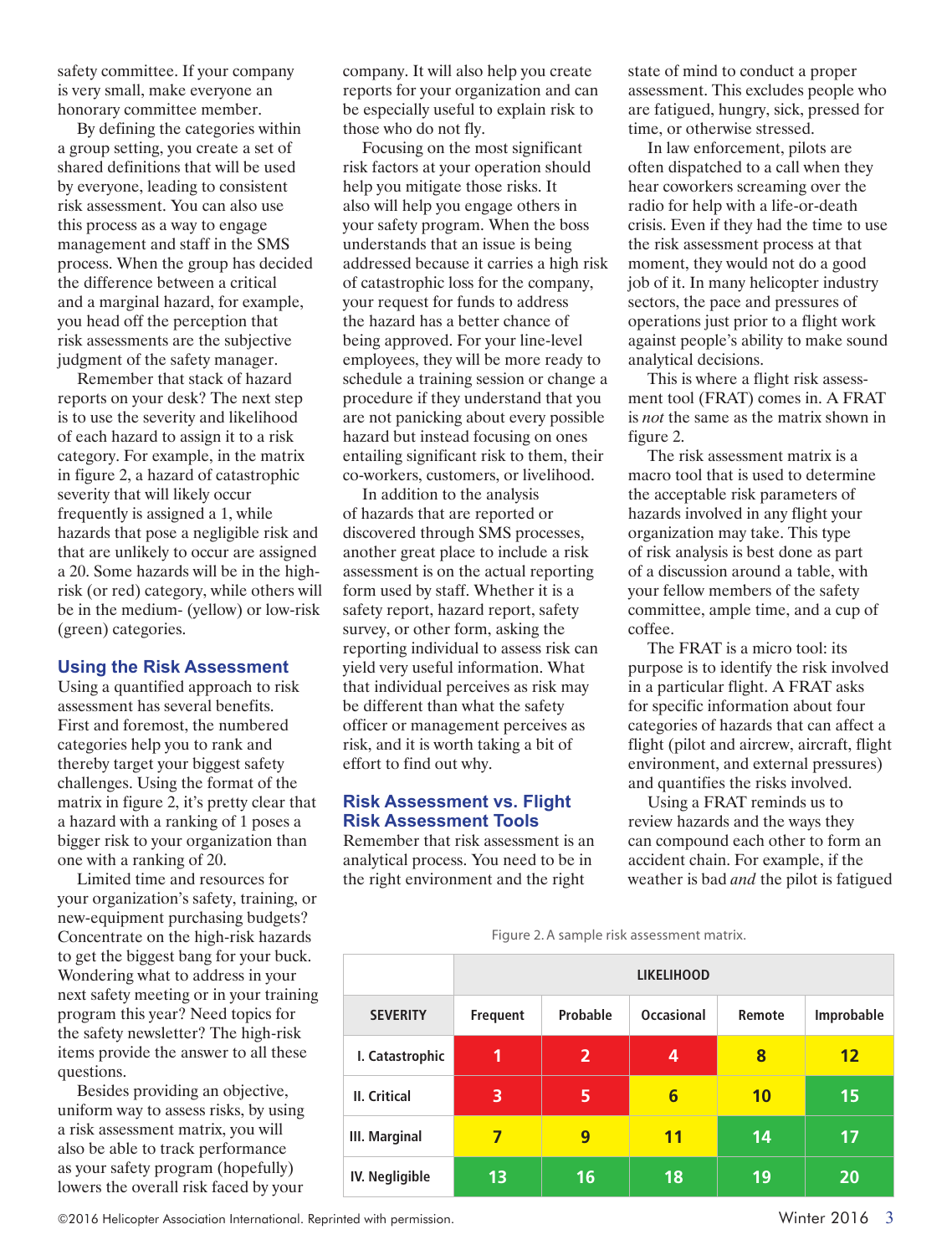safety committee. If your company is very small, make everyone an honorary committee member.

By defining the categories within a group setting, you create a set of shared definitions that will be used by everyone, leading to consistent risk assessment. You can also use this process as a way to engage management and staff in the SMS process. When the group has decided the difference between a critical and a marginal hazard, for example, you head off the perception that risk assessments are the subjective judgment of the safety manager.

Remember that stack of hazard reports on your desk? The next step is to use the severity and likelihood of each hazard to assign it to a risk category. For example, in the matrix in figure 2, a hazard of catastrophic severity that will likely occur frequently is assigned a 1, while hazards that pose a negligible risk and that are unlikely to occur are assigned a 20. Some hazards will be in the high-risk (or red) category, while others will be in the medium- (yellow) or low-risk (green) categories.

## Using the Risk Assessment

Using a quantified approach to risk assessment has several benefits. First and foremost, the numbered categories help you to rank and thereby target your biggest safety challenges. Using the format of the matrix in figure 2, it's pretty clear that a hazard with a ranking of 1 poses a bigger risk to your organization than one with a ranking of 20.

Limited time and resources for your organization's safety, training, or new-equipment purchasing budgets? Concentrate on the high-risk hazards to get the biggest bang for your buck. Wondering what to address in your next safety meeting or in your training program this year? Need topics for the safety newsletter? The high-risk items provide the answer to all these questions.

Besides providing an objective, uniform way to assess risks, by using a risk assessment matrix, you will also be able to track performance as your safety program (hopefully) lowers the overall risk faced by your company. It will also help you create reports for your organization and can be especially useful to explain risk to those who do not fly.

Focusing on the most significant risk factors at your operation should help you mitigate those risks. It also will help you engage others in your safety program. When the boss understands that an issue is being addressed because it carries a high risk of catastrophic loss for the company, your request for funds to address the hazard has a better chance of being approved. For your line-level employees, they will be more ready to schedule a training session or change a procedure if they understand that you are not panicking about every possible hazard but instead focusing on ones entailing significant risk to them, their co-workers, customers, or livelihood.

In addition to the analysis of hazards that are reported or discovered through SMS processes, another great place to include a risk assessment is on the actual reporting form used by staff. Whether it is a safety report, hazard report, safety survey, or other form, asking the reporting individual to assess risk can yield very useful information. What that individual perceives as risk may be different than what the safety officer or management perceives as risk, and it is worth taking a bit of effort to find out why.

## Risk Assessment vs. Flight Risk Assessment Tools

Remember that risk assessment is an analytical process. You need to be in the right environment and the right state of mind to conduct a proper assessment. This excludes people who are fatigued, hungry, sick, pressed for time, or otherwise stressed.

In law enforcement, pilots are often dispatched to a call when they hear coworkers screaming over the radio for help with a life-or-death crisis. Even if they had the time to use the risk assessment process at that moment, they would not do a good job of it. In many helicopter industry sectors, the pace and pressures of operations just prior to a flight work against people's ability to make sound analytical decisions.

This is where a flight risk assessment tool (FRAT) comes in. A FRAT is *not* the same as the matrix shown in figure 2.

The risk assessment matrix is a macro tool that is used to determine the acceptable risk parameters of hazards involved in any flight your organization may take. This type of risk analysis is best done as part of a discussion around a table, with your fellow members of the safety committee, ample time, and a cup of coffee.

The FRAT is a micro tool: its purpose is to identify the risk involved in a particular flight. A FRAT asks for specific information about four categories of hazards that can affect a flight (pilot and aircrew, aircraft, flight environment, and external pressures) and quantifies the risks involved.

Using a FRAT reminds us to review hazards and the ways they can compound each other to form an accident chain. For example, if the weather is bad *and* the pilot is fatigued

Figure 2. A sample risk assessment matrix.

| | LIKELIHOOD | | | | |
|---|---|---|---|---|---|
| **SEVERITY** | **Frequent** | **Probable** | **Occasional** | **Remote** | **Improbable** |
| **I. Catastrophic** | 1 | 2 | 4 | 8 | 12 |
| **II. Critical** | 3 | 5 | 6 | 10 | 15 |
| **III. Marginal** | 7 | 9 | 11 | 14 | 17 |
| **IV. Negligible** | 13 | 16 | 18 | 19 | 20 |

©2016 Helicopter Association International. Reprinted with permission.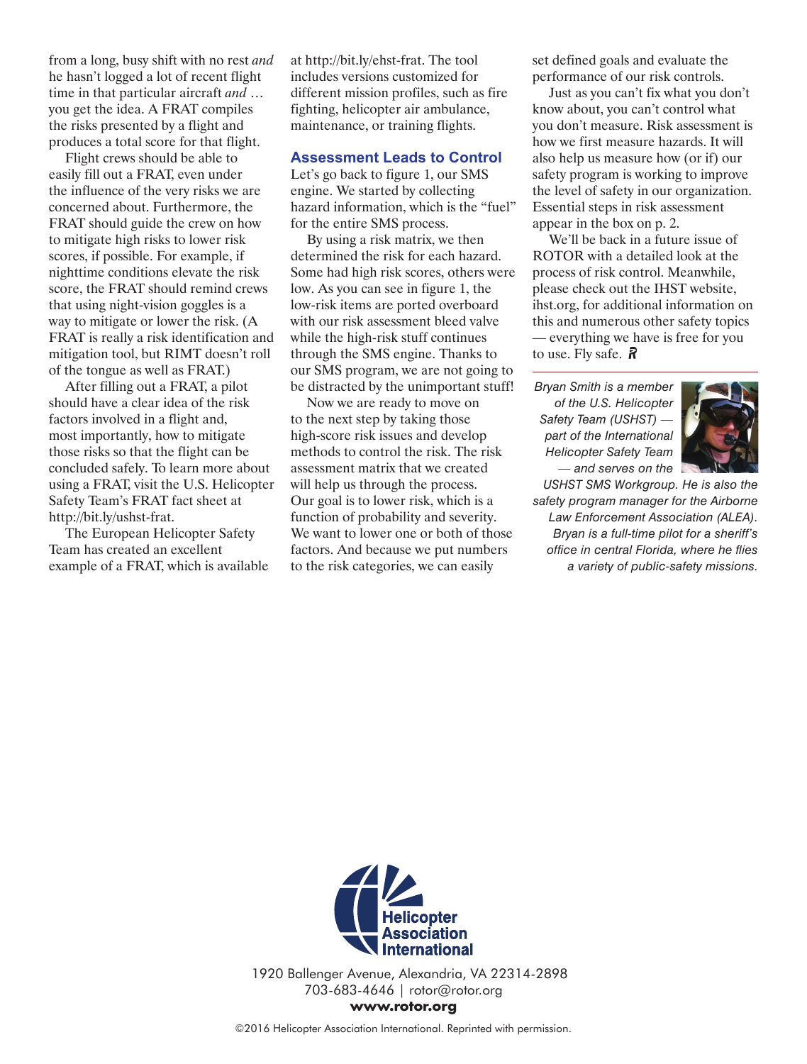from a long, busy shift with no rest *and* he hasn't logged a lot of recent flight time in that particular aircraft *and* … you get the idea. A FRAT compiles the risks presented by a flight and produces a total score for that flight.

Flight crews should be able to easily fill out a FRAT, even under the influence of the very risks we are concerned about. Furthermore, the FRAT should guide the crew on how to mitigate high risks to lower risk scores, if possible. For example, if nighttime conditions elevate the risk score, the FRAT should remind crews that using night-vision goggles is a way to mitigate or lower the risk. (A FRAT is really a risk identification and mitigation tool, but RIMT doesn't roll of the tongue as well as FRAT.)

After filling out a FRAT, a pilot should have a clear idea of the risk factors involved in a flight and, most importantly, how to mitigate those risks so that the flight can be concluded safely. To learn more about using a FRAT, visit the U.S. Helicopter Safety Team's FRAT fact sheet at http://bit.ly/ushst-frat.

The European Helicopter Safety Team has created an excellent example of a FRAT, which is available at http://bit.ly/ehst-frat. The tool includes versions customized for different mission profiles, such as fire fighting, helicopter air ambulance, maintenance, or training flights.

## Assessment Leads to Control

Let's go back to figure 1, our SMS engine. We started by collecting hazard information, which is the "fuel" for the entire SMS process.

By using a risk matrix, we then determined the risk for each hazard. Some had high risk scores, others were low. As you can see in figure 1, the low-risk items are ported overboard with our risk assessment bleed valve while the high-risk stuff continues through the SMS engine. Thanks to our SMS program, we are not going to be distracted by the unimportant stuff!

Now we are ready to move on to the next step by taking those high-score risk issues and develop methods to control the risk. The risk assessment matrix that we created will help us through the process. Our goal is to lower risk, which is a function of probability and severity. We want to lower one or both of those factors. And because we put numbers to the risk categories, we can easily set defined goals and evaluate the performance of our risk controls.

Just as you can't fix what you don't know about, you can't control what you don't measure. Risk assessment is how we first measure hazards. It will also help us measure how (or if) our safety program is working to improve the level of safety in our organization. Essential steps in risk assessment appear in the box on p. 2.

We'll be back in a future issue of ROTOR with a detailed look at the process of risk control. Meanwhile, please check out the IHST website, ihst.org, for additional information on this and numerous other safety topics — everything we have is free for you to use. Fly safe.

*Bryan Smith is a member of the U.S. Helicopter Safety Team (USHST) — part of the International Helicopter Safety Team — and serves on the USHST SMS Workgroup. He is also the safety program manager for the Airborne Law Enforcement Association (ALEA). Bryan is a full-time pilot for a sheriff's office in central Florida, where he flies a variety of public-safety missions.*

Helicopter Association International

1920 Ballenger Avenue, Alexandria, VA 22314-2898
703-683-4646 | rotor@rotor.org
**www.rotor.org**

©2016 Helicopter Association International. Reprinted with permission.